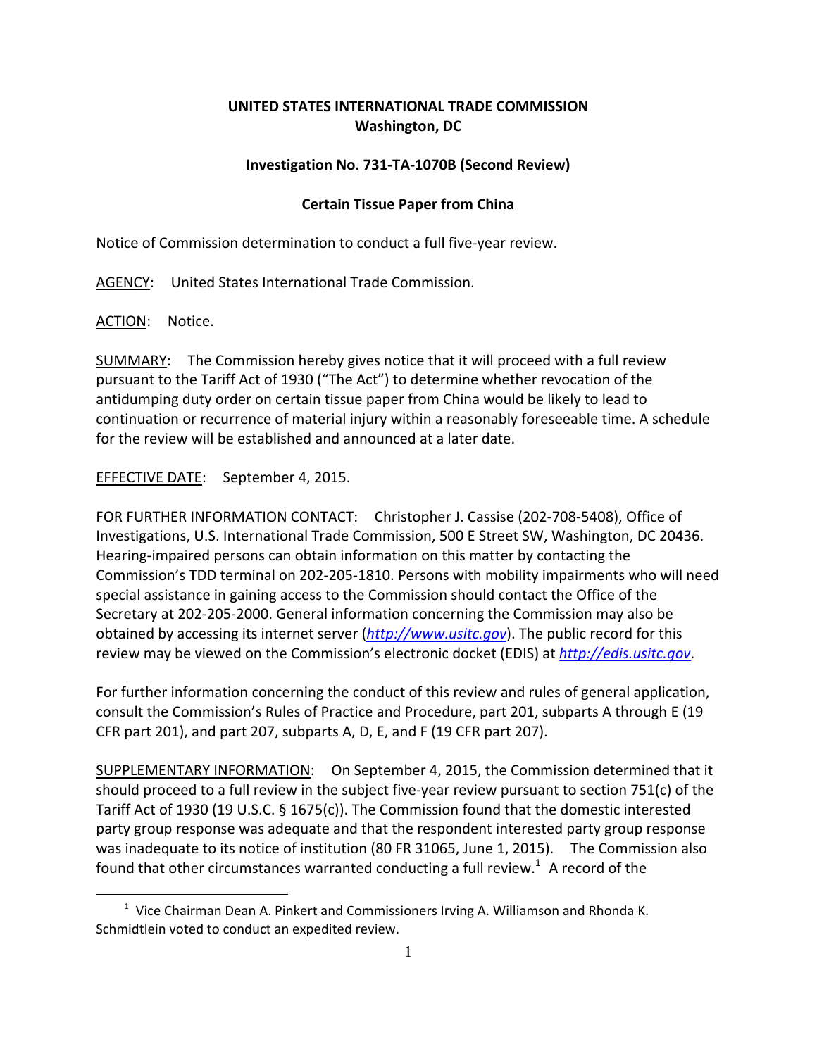**UNITED STATES INTERNATIONAL TRADE COMMISSION**
**Washington, DC**

**Investigation No. 731-TA-1070B (Second Review)**

**Certain Tissue Paper from China**

Notice of Commission determination to conduct a full five-year review.

AGENCY: United States International Trade Commission.

ACTION: Notice.

SUMMARY: The Commission hereby gives notice that it will proceed with a full review pursuant to the Tariff Act of 1930 ("The Act") to determine whether revocation of the antidumping duty order on certain tissue paper from China would be likely to lead to continuation or recurrence of material injury within a reasonably foreseeable time. A schedule for the review will be established and announced at a later date.

EFFECTIVE DATE: September 4, 2015.

FOR FURTHER INFORMATION CONTACT: Christopher J. Cassise (202-708-5408), Office of Investigations, U.S. International Trade Commission, 500 E Street SW, Washington, DC 20436. Hearing-impaired persons can obtain information on this matter by contacting the Commission's TDD terminal on 202-205-1810. Persons with mobility impairments who will need special assistance in gaining access to the Commission should contact the Office of the Secretary at 202-205-2000. General information concerning the Commission may also be obtained by accessing its internet server (*http://www.usitc.gov*). The public record for this review may be viewed on the Commission's electronic docket (EDIS) at *http://edis.usitc.gov*.

For further information concerning the conduct of this review and rules of general application, consult the Commission's Rules of Practice and Procedure, part 201, subparts A through E (19 CFR part 201), and part 207, subparts A, D, E, and F (19 CFR part 207).

SUPPLEMENTARY INFORMATION: On September 4, 2015, the Commission determined that it should proceed to a full review in the subject five-year review pursuant to section 751(c) of the Tariff Act of 1930 (19 U.S.C. § 1675(c)). The Commission found that the domestic interested party group response was adequate and that the respondent interested party group response was inadequate to its notice of institution (80 FR 31065, June 1, 2015). The Commission also found that other circumstances warranted conducting a full review.[1] A record of the

[1] Vice Chairman Dean A. Pinkert and Commissioners Irving A. Williamson and Rhonda K. Schmidtlein voted to conduct an expedited review.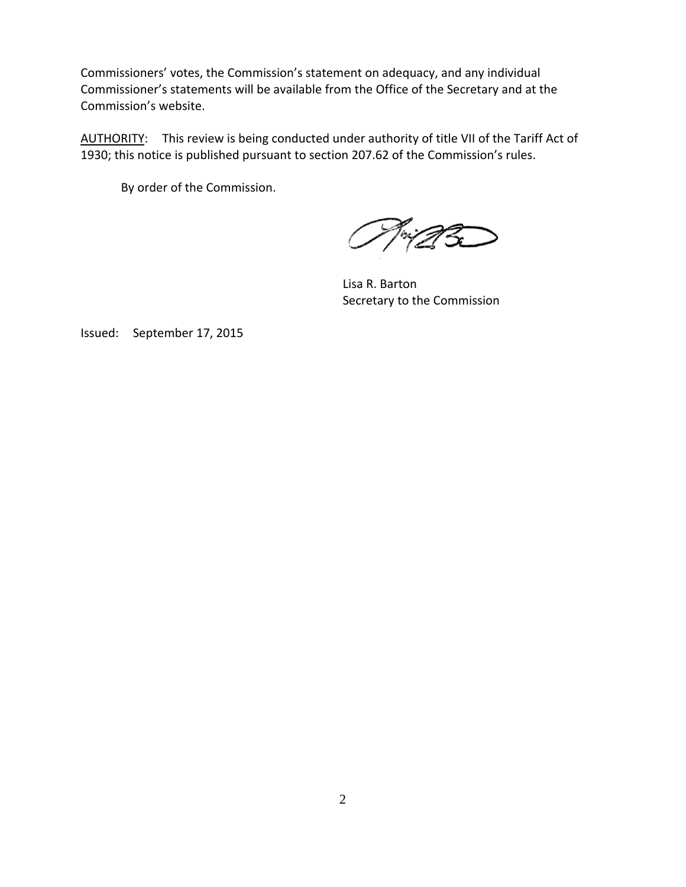Commissioners' votes, the Commission's statement on adequacy, and any individual Commissioner's statements will be available from the Office of the Secretary and at the Commission's website.

AUTHORITY: This review is being conducted under authority of title VII of the Tariff Act of 1930; this notice is published pursuant to section 207.62 of the Commission's rules.

By order of the Commission.

Lisa R. Barton
Secretary to the Commission

Issued: September 17, 2015